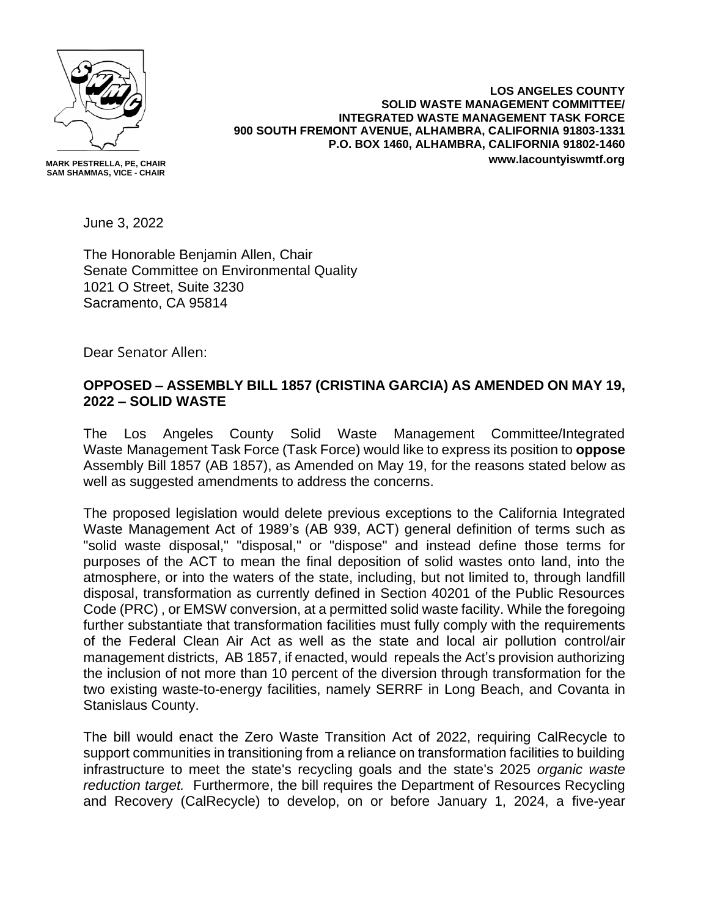MARK PESTRELLA, PE, CHAIR
SAM SHAMMAS, VICE - CHAIR

**LOS ANGELES COUNTY**
**SOLID WASTE MANAGEMENT COMMITTEE/**
**INTEGRATED WASTE MANAGEMENT TASK FORCE**
**900 SOUTH FREMONT AVENUE, ALHAMBRA, CALIFORNIA 91803-1331**
**P.O. BOX 1460, ALHAMBRA, CALIFORNIA 91802-1460**
**www.lacountyiswmtf.org**

June 3, 2022

The Honorable Benjamin Allen, Chair
Senate Committee on Environmental Quality
1021 O Street, Suite 3230
Sacramento, CA 95814

Dear Senator Allen:

**OPPOSED – ASSEMBLY BILL 1857 (CRISTINA GARCIA) AS AMENDED ON MAY 19, 2022 – SOLID WASTE**

The Los Angeles County Solid Waste Management Committee/Integrated Waste Management Task Force (Task Force) would like to express its position to **oppose** Assembly Bill 1857 (AB 1857), as Amended on May 19, for the reasons stated below as well as suggested amendments to address the concerns.

The proposed legislation would delete previous exceptions to the California Integrated Waste Management Act of 1989's (AB 939, ACT) general definition of terms such as "solid waste disposal," "disposal," or "dispose" and instead define those terms for purposes of the ACT to mean the final deposition of solid wastes onto land, into the atmosphere, or into the waters of the state, including, but not limited to, through landfill disposal, transformation as currently defined in Section 40201 of the Public Resources Code (PRC) , or EMSW conversion, at a permitted solid waste facility. While the foregoing further substantiate that transformation facilities must fully comply with the requirements of the Federal Clean Air Act as well as the state and local air pollution control/air management districts, AB 1857, if enacted, would repeals the Act's provision authorizing the inclusion of not more than 10 percent of the diversion through transformation for the two existing waste-to-energy facilities, namely SERRF in Long Beach, and Covanta in Stanislaus County.

The bill would enact the Zero Waste Transition Act of 2022, requiring CalRecycle to support communities in transitioning from a reliance on transformation facilities to building infrastructure to meet the state's recycling goals and the state's 2025 *organic waste reduction target.* Furthermore, the bill requires the Department of Resources Recycling and Recovery (CalRecycle) to develop, on or before January 1, 2024, a five-year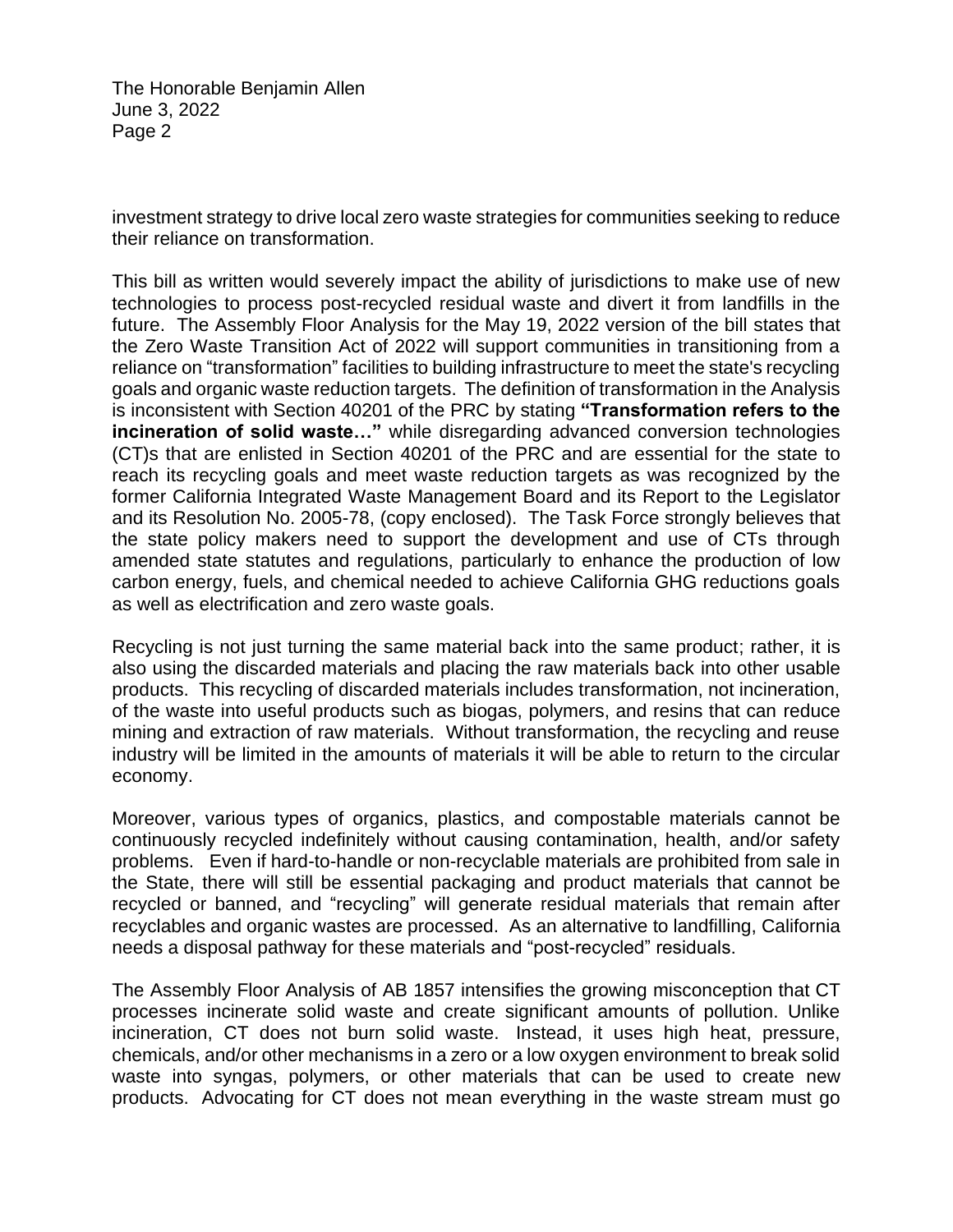investment strategy to drive local zero waste strategies for communities seeking to reduce their reliance on transformation.

This bill as written would severely impact the ability of jurisdictions to make use of new technologies to process post-recycled residual waste and divert it from landfills in the future. The Assembly Floor Analysis for the May 19, 2022 version of the bill states that the Zero Waste Transition Act of 2022 will support communities in transitioning from a reliance on "transformation" facilities to building infrastructure to meet the state's recycling goals and organic waste reduction targets. The definition of transformation in the Analysis is inconsistent with Section 40201 of the PRC by stating **"Transformation refers to the incineration of solid waste…"** while disregarding advanced conversion technologies (CT)s that are enlisted in Section 40201 of the PRC and are essential for the state to reach its recycling goals and meet waste reduction targets as was recognized by the former California Integrated Waste Management Board and its Report to the Legislator and its Resolution No. 2005-78, (copy enclosed). The Task Force strongly believes that the state policy makers need to support the development and use of CTs through amended state statutes and regulations, particularly to enhance the production of low carbon energy, fuels, and chemical needed to achieve California GHG reductions goals as well as electrification and zero waste goals.

Recycling is not just turning the same material back into the same product; rather, it is also using the discarded materials and placing the raw materials back into other usable products. This recycling of discarded materials includes transformation, not incineration, of the waste into useful products such as biogas, polymers, and resins that can reduce mining and extraction of raw materials. Without transformation, the recycling and reuse industry will be limited in the amounts of materials it will be able to return to the circular economy.

Moreover, various types of organics, plastics, and compostable materials cannot be continuously recycled indefinitely without causing contamination, health, and/or safety problems. Even if hard-to-handle or non-recyclable materials are prohibited from sale in the State, there will still be essential packaging and product materials that cannot be recycled or banned, and "recycling" will generate residual materials that remain after recyclables and organic wastes are processed. As an alternative to landfilling, California needs a disposal pathway for these materials and "post-recycled" residuals.

The Assembly Floor Analysis of AB 1857 intensifies the growing misconception that CT processes incinerate solid waste and create significant amounts of pollution. Unlike incineration, CT does not burn solid waste. Instead, it uses high heat, pressure, chemicals, and/or other mechanisms in a zero or a low oxygen environment to break solid waste into syngas, polymers, or other materials that can be used to create new products. Advocating for CT does not mean everything in the waste stream must go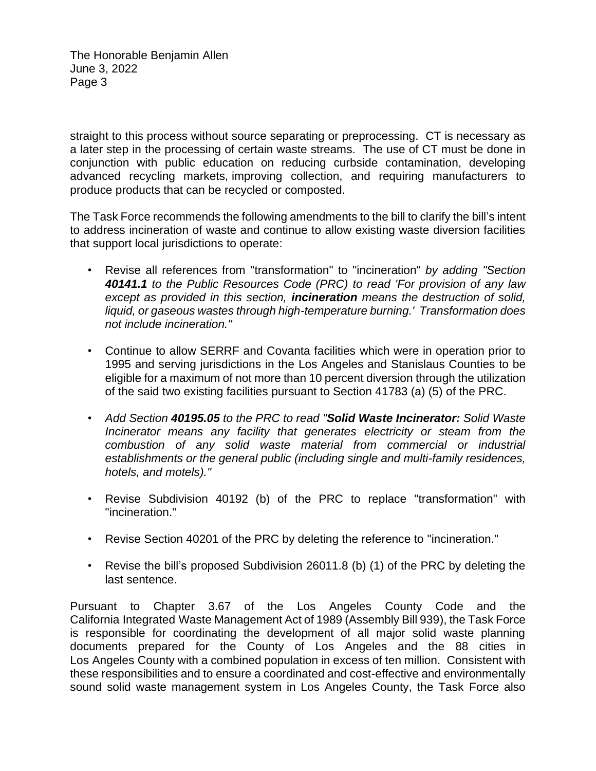straight to this process without source separating or preprocessing. CT is necessary as a later step in the processing of certain waste streams. The use of CT must be done in conjunction with public education on reducing curbside contamination, developing advanced recycling markets, improving collection, and requiring manufacturers to produce products that can be recycled or composted.

The Task Force recommends the following amendments to the bill to clarify the bill's intent to address incineration of waste and continue to allow existing waste diversion facilities that support local jurisdictions to operate:

- Revise all references from "transformation" to "incineration" *by adding "Section **40141.1** to the Public Resources Code (PRC) to read 'For provision of any law except as provided in this section, **incineration** means the destruction of solid, liquid, or gaseous wastes through high-temperature burning.' Transformation does not include incineration."*

- Continue to allow SERRF and Covanta facilities which were in operation prior to 1995 and serving jurisdictions in the Los Angeles and Stanislaus Counties to be eligible for a maximum of not more than 10 percent diversion through the utilization of the said two existing facilities pursuant to Section 41783 (a) (5) of the PRC.

- *Add Section **40195.05** to the PRC to read "**Solid Waste Incinerator:** Solid Waste Incinerator means any facility that generates electricity or steam from the combustion of any solid waste material from commercial or industrial establishments or the general public (including single and multi-family residences, hotels, and motels)."*

- Revise Subdivision 40192 (b) of the PRC to replace "transformation" with "incineration."

- Revise Section 40201 of the PRC by deleting the reference to "incineration."

- Revise the bill's proposed Subdivision 26011.8 (b) (1) of the PRC by deleting the last sentence.

Pursuant to Chapter 3.67 of the Los Angeles County Code and the California Integrated Waste Management Act of 1989 (Assembly Bill 939), the Task Force is responsible for coordinating the development of all major solid waste planning documents prepared for the County of Los Angeles and the 88 cities in Los Angeles County with a combined population in excess of ten million. Consistent with these responsibilities and to ensure a coordinated and cost-effective and environmentally sound solid waste management system in Los Angeles County, the Task Force also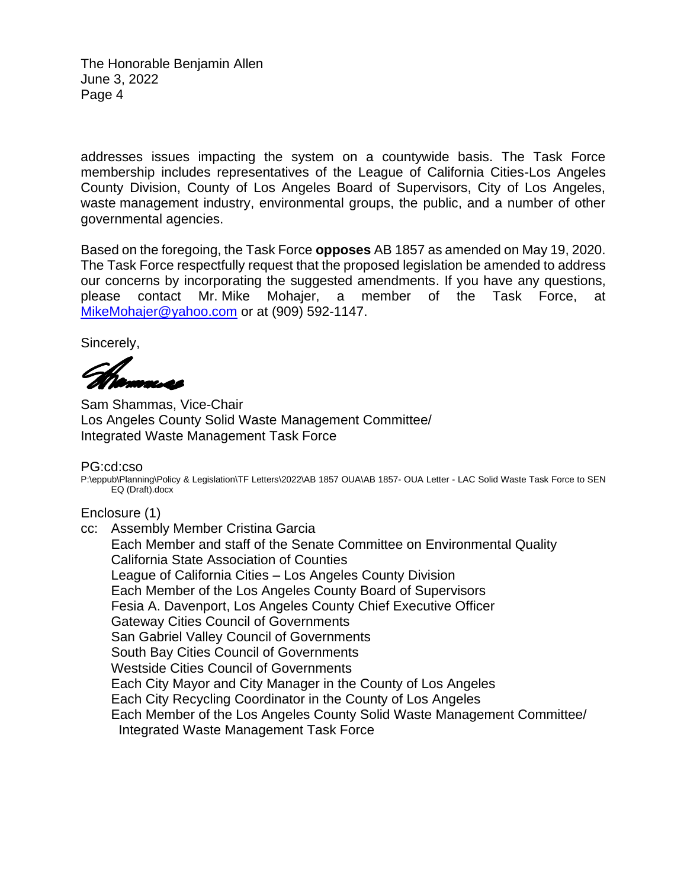addresses issues impacting the system on a countywide basis. The Task Force membership includes representatives of the League of California Cities-Los Angeles County Division, County of Los Angeles Board of Supervisors, City of Los Angeles, waste management industry, environmental groups, the public, and a number of other governmental agencies.

Based on the foregoing, the Task Force **opposes** AB 1857 as amended on May 19, 2020. The Task Force respectfully request that the proposed legislation be amended to address our concerns by incorporating the suggested amendments. If you have any questions, please contact Mr. Mike Mohajer, a member of the Task Force, at MikeMohajer@yahoo.com or at (909) 592-1147.

Sincerely,

Sam Shammas, Vice-Chair
Los Angeles County Solid Waste Management Committee/
Integrated Waste Management Task Force

PG:cd:cso
P:\eppub\Planning\Policy & Legislation\TF Letters\2022\AB 1857 OUA\AB 1857- OUA Letter - LAC Solid Waste Task Force to SEN EQ (Draft).docx

Enclosure (1)

cc: Assembly Member Cristina Garcia
Each Member and staff of the Senate Committee on Environmental Quality
California State Association of Counties
League of California Cities – Los Angeles County Division
Each Member of the Los Angeles County Board of Supervisors
Fesia A. Davenport, Los Angeles County Chief Executive Officer
Gateway Cities Council of Governments
San Gabriel Valley Council of Governments
South Bay Cities Council of Governments
Westside Cities Council of Governments
Each City Mayor and City Manager in the County of Los Angeles
Each City Recycling Coordinator in the County of Los Angeles
Each Member of the Los Angeles County Solid Waste Management Committee/ Integrated Waste Management Task Force